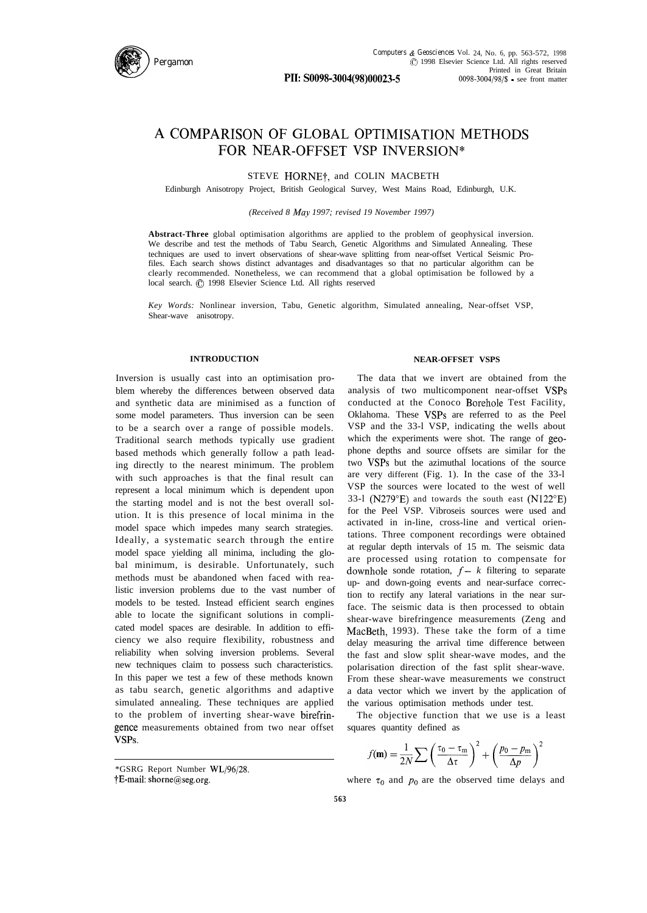# A COMPARISON OF GLOBAL OPTIMISATION METHODS FOR NEAR-OFFSET VSP INVERSION*

STEVE HORNE†, and COLIN MACBETH

Edinburgh Anisotropy Project, British Geological Survey, West Mains Road, Edinburgh, U.K.

*(Received 8 May 1997; revised 19 November 1997)*

**Abstract**—Three global optimisation algorithms are applied to the problem of geophysical inversion. We describe and test the methods of Tabu Search, Genetic Algorithms and Simulated Annealing. These techniques are used to invert observations of shear-wave splitting from near-offset Vertical Seismic Profiles. Each search shows distinct advantages and disadvantages so that no particular algorithm can be clearly recommended. Nonetheless, we can recommend that a global optimisation be followed by a local search. © 1998 Elsevier Science Ltd. All rights reserved

*Key Words:* Nonlinear inversion, Tabu, Genetic algorithm, Simulated annealing, Near-offset VSP, Shear-wave anisotropy.

## INTRODUCTION

Inversion is usually cast into an optimisation problem whereby the differences between observed data and synthetic data are minimised as a function of some model parameters. Thus inversion can be seen to be a search over a range of possible models. Traditional search methods typically use gradient based methods which generally follow a path leading directly to the nearest minimum. The problem with such approaches is that the final result can represent a local minimum which is dependent upon the starting model and is not the best overall solution. It is this presence of local minima in the model space which impedes many search strategies. Ideally, a systematic search through the entire model space yielding all minima, including the global minimum, is desirable. Unfortunately, such methods must be abandoned when faced with realistic inversion problems due to the vast number of models to be tested. Instead efficient search engines able to locate the significant solutions in complicated model spaces are desirable. In addition to efficiency we also require flexibility, robustness and reliability when solving inversion problems. Several new techniques claim to possess such characteristics. In this paper we test a few of these methods known as tabu search, genetic algorithms and adaptive simulated annealing. These techniques are applied to the problem of inverting shear-wave birefringence measurements obtained from two near offset VSPs.

## NEAR-OFFSET VSPS

The data that we invert are obtained from the analysis of two multicomponent near-offset VSPs conducted at the Conoco Borehole Test Facility, Oklahoma. These VSPs are referred to as the Peel VSP and the 33-1 VSP, indicating the wells about which the experiments were shot. The range of geophone depths and source offsets are similar for the two VSPs but the azimuthal locations of the source are very different (Fig. 1). In the case of the 33-1 VSP the sources were located to the west of well 33-1 (N279°E) and towards the south east (N122°E) for the Peel VSP. Vibroseis sources were used and activated in in-line, cross-line and vertical orientations. Three component recordings were obtained at regular depth intervals of 15 m. The seismic data are processed using rotation to compensate for downhole sonde rotation, $f-k$ filtering to separate up- and down-going events and near-surface correction to rectify any lateral variations in the near surface. The seismic data is then processed to obtain shear-wave birefringence measurements (Zeng and MacBeth, 1993). These take the form of a time delay measuring the arrival time difference between the fast and slow split shear-wave modes, and the polarisation direction of the fast split shear-wave. From these shear-wave measurements we construct a data vector which we invert by the application of the various optimisation methods under test.

The objective function that we use is a least squares quantity defined as

$$f(\mathbf{m}) = \frac{1}{2N} \sum \left( \frac{\tau_0 - \tau_\mathrm{m}}{\Delta \tau} \right)^2 + \left( \frac{p_0 - p_\mathrm{m}}{\Delta p} \right)^2$$

where $\tau_0$ and $p_0$ are the observed time delays and

*GSRG Report Number WL/96/28.

†E-mail: shorne@seg.org.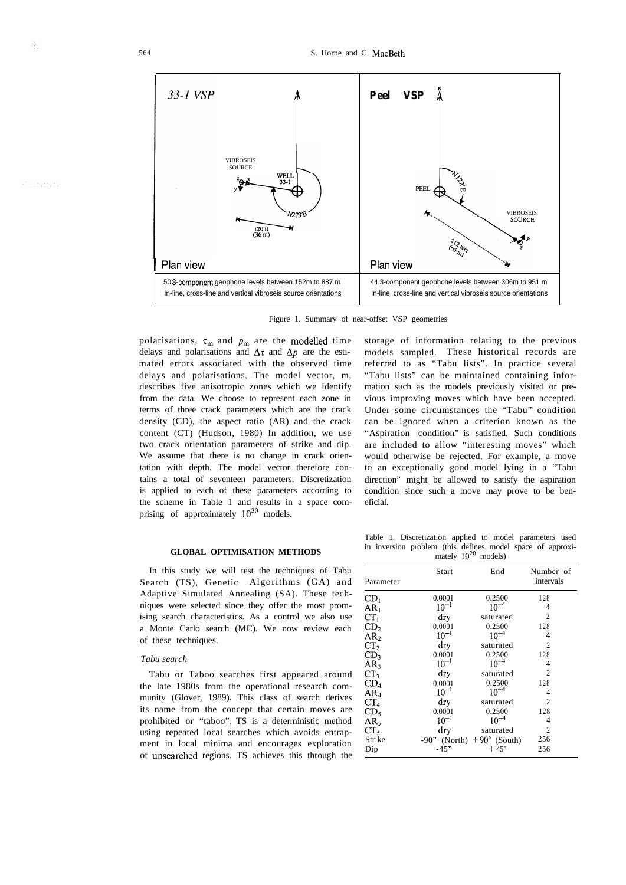33-1 VSP

VIBROSEIS SOURCE

WELL 33-1

N279°E

120 ft (36 m)

Plan view

50 3-component geophone levels between 152m to 887 m

In-line, cross-line and vertical vibroseis source orientations

Peel VSP

PEEL

N122°E

VIBROSEIS SOURCE

212 feet (65 m)

Plan view

44 3-component geophone levels between 306m to 951 m

In-line, cross-line and vertical vibroseis source orientations

Figure 1. Summary of near-offset VSP geometries

polarisations, $\tau_m$ and $p_m$ are the modelled time delays and polarisations and $\Delta\tau$ and $\Delta p$ are the estimated errors associated with the observed time delays and polarisations. The model vector, m, describes five anisotropic zones which we identify from the data. We choose to represent each zone in terms of three crack parameters which are the crack density (CD), the aspect ratio (AR) and the crack content (CT) (Hudson, 1980) In addition, we use two crack orientation parameters of strike and dip. We assume that there is no change in crack orientation with depth. The model vector therefore contains a total of seventeen parameters. Discretization is applied to each of these parameters according to the scheme in Table 1 and results in a space comprising of approximately $10^{20}$ models.

## GLOBAL OPTIMISATION METHODS

In this study we will test the techniques of Tabu Search (TS), Genetic Algorithms (GA) and Adaptive Simulated Annealing (SA). These techniques were selected since they offer the most promising search characteristics. As a control we also use a Monte Carlo search (MC). We now review each of these techniques.

### *Tabu search*

Tabu or Taboo searches first appeared around the late 1980s from the operational research community (Glover, 1989). This class of search derives its name from the concept that certain moves are prohibited or "taboo". TS is a deterministic method using repeated local searches which avoids entrapment in local minima and encourages exploration of unsearched regions. TS achieves this through the storage of information relating to the previous models sampled. These historical records are referred to as "Tabu lists". In practice several "Tabu lists" can be maintained containing information such as the models previously visited or previous improving moves which have been accepted. Under some circumstances the "Tabu" condition can be ignored when a criterion known as the "Aspiration condition" is satisfied. Such conditions are included to allow "interesting moves" which would otherwise be rejected. For example, a move to an exceptionally good model lying in a "Tabu direction" might be allowed to satisfy the aspiration condition since such a move may prove to be beneficial.

Table 1. Discretization applied to model parameters used in inversion problem (this defines model space of approximately $10^{20}$ models)

| Parameter | Start | End | Number of intervals |
|---|---|---|---|
| $CD_1$ | 0.0001 | 0.2500 | 128 |
| $AR_1$ | $10^{-1}$ | $10^{-4}$ | 4 |
| $CT_1$ | dry | saturated | 2 |
| $CD_2$ | 0.0001 | 0.2500 | 128 |
| $AR_2$ | $10^{-1}$ | $10^{-4}$ | 4 |
| $CT_2$ | dry | saturated | 2 |
| $CD_3$ | 0.0001 | 0.2500 | 128 |
| $AR_3$ | $10^{-1}$ | $10^{-4}$ | 4 |
| $CT_3$ | dry | saturated | 2 |
| $CD_4$ | 0.0001 | 0.2500 | 128 |
| $AR_4$ | $10^{-1}$ | $10^{-4}$ | 4 |
| $CT_4$ | dry | saturated | 2 |
| $CD_5$ | 0.0001 | 0.2500 | 128 |
| $AR_5$ | $10^{-1}$ | $10^{-4}$ | 4 |
| $CT_5$ | dry | saturated | 2 |
| Strike | -90° (North) | +90° (South) | 256 |
| Dip | -45° | +45° | 256 |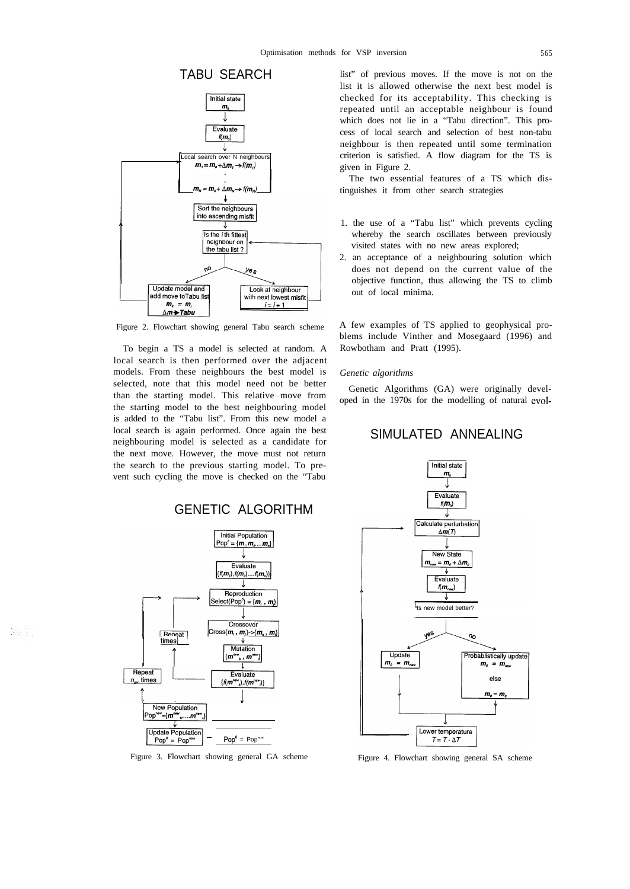Figure 2. Flowchart showing general Tabu search scheme

To begin a TS a model is selected at random. A local search is then performed over the adjacent models. From these neighbours the best model is selected, note that this model need not be better than the starting model. This relative move from the starting model to the best neighbouring model is added to the "Tabu list". From this new model a local search is again performed. Once again the best neighbouring model is selected as a candidate for the next move. However, the move must not return the search to the previous starting model. To prevent such cycling the move is checked on the "Tabu list" of previous moves. If the move is not on the list it is allowed otherwise the next best model is checked for its acceptability. This checking is repeated until an acceptable neighbour is found which does not lie in a "Tabu direction". This process of local search and selection of best non-tabu neighbour is then repeated until some termination criterion is satisfied. A flow diagram for the TS is given in Figure 2.

The two essential features of a TS which distinguishes it from other search strategies

1. the use of a "Tabu list" which prevents cycling whereby the search oscillates between previously visited states with no new areas explored;
2. an acceptance of a neighbouring solution which does not depend on the current value of the objective function, thus allowing the TS to climb out of local minima.

A few examples of TS applied to geophysical problems include Vinther and Mosegaard (1996) and Rowbotham and Pratt (1995).

*Genetic algorithms*

Genetic Algorithms (GA) were originally developed in the 1970s for the modelling of natural evol-

Figure 3. Flowchart showing general GA scheme

Figure 4. Flowchart showing general SA scheme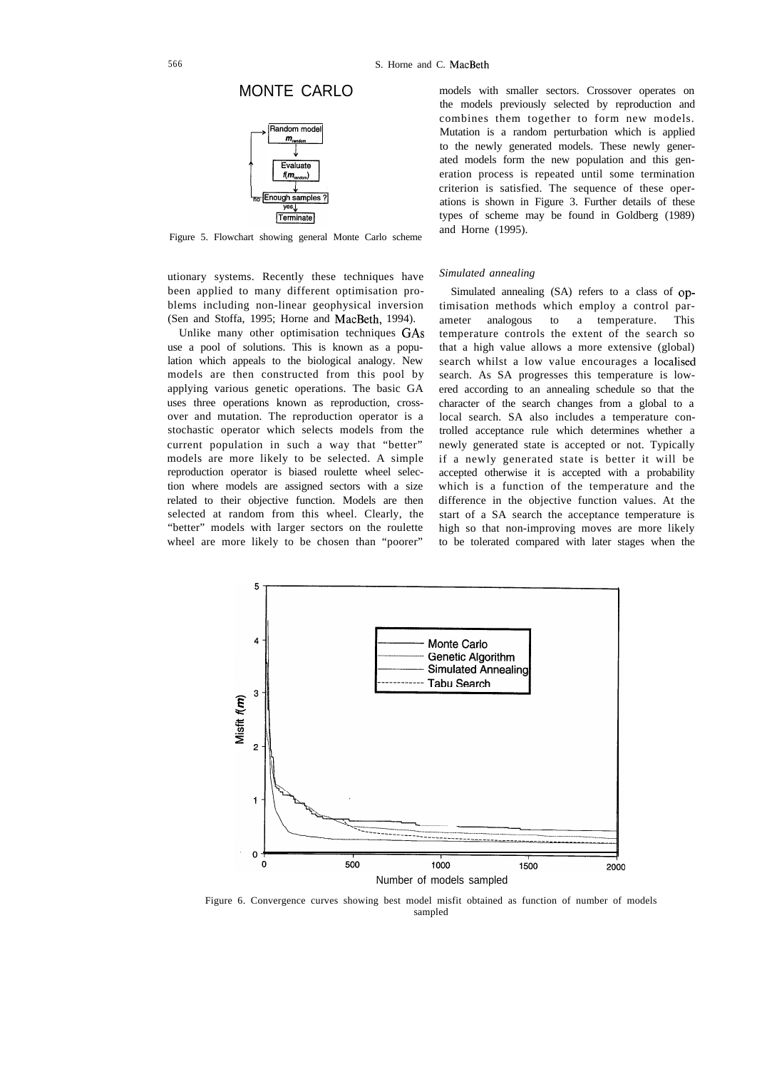MONTE CARLO

Figure 5. Flowchart showing general Monte Carlo scheme

utionary systems. Recently these techniques have been applied to many different optimisation problems including non-linear geophysical inversion (Sen and Stoffa, 1995; Horne and MacBeth, 1994).

Unlike many other optimisation techniques GAs use a pool of solutions. This is known as a population which appeals to the biological analogy. New models are then constructed from this pool by applying various genetic operations. The basic GA uses three operations known as reproduction, crossover and mutation. The reproduction operator is a stochastic operator which selects models from the current population in such a way that "better" models are more likely to be selected. A simple reproduction operator is biased roulette wheel selection where models are assigned sectors with a size related to their objective function. Models are then selected at random from this wheel. Clearly, the "better" models with larger sectors on the roulette wheel are more likely to be chosen than "poorer" models with smaller sectors. Crossover operates on the models previously selected by reproduction and combines them together to form new models. Mutation is a random perturbation which is applied to the newly generated models. These newly generated models form the new population and this generation process is repeated until some termination criterion is satisfied. The sequence of these operations is shown in Figure 3. Further details of these types of scheme may be found in Goldberg (1989) and Horne (1995).

*Simulated annealing*

Simulated annealing (SA) refers to a class of optimisation methods which employ a control parameter analogous to a temperature. This temperature controls the extent of the search so that a high value allows a more extensive (global) search whilst a low value encourages a localised search. As SA progresses this temperature is lowered according to an annealing schedule so that the character of the search changes from a global to a local search. SA also includes a temperature controlled acceptance rule which determines whether a newly generated state is accepted or not. Typically if a newly generated state is better it will be accepted otherwise it is accepted with a probability which is a function of the temperature and the difference in the objective function values. At the start of a SA search the acceptance temperature is high so that non-improving moves are more likely to be tolerated compared with later stages when the

Figure 6. Convergence curves showing best model misfit obtained as function of number of models sampled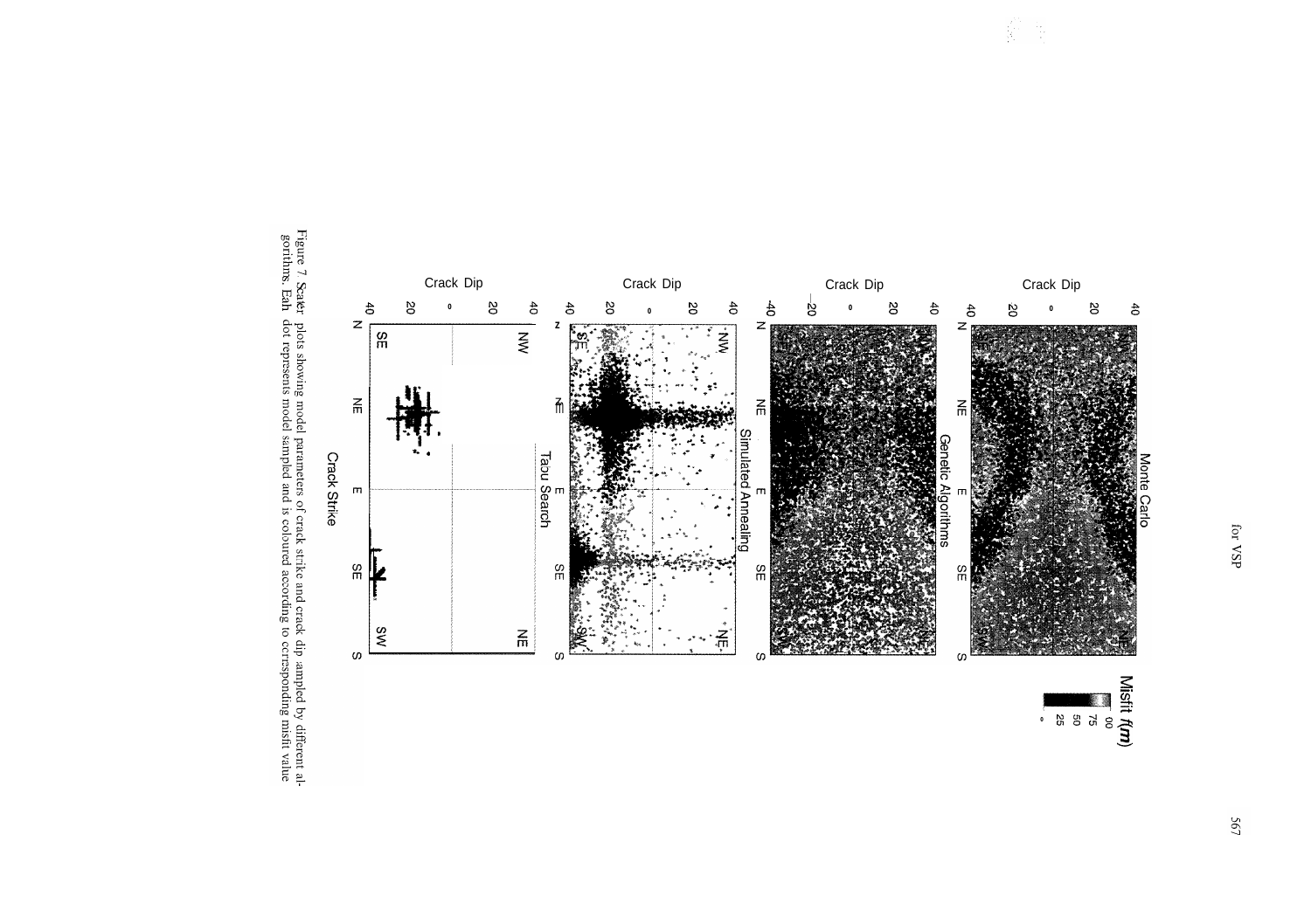Figure 7. Scater plots showing model parameters of crack strike and crack dip sampled by different algorithms. Eah dot represents model sampled and is coloured according to corresponding misfit value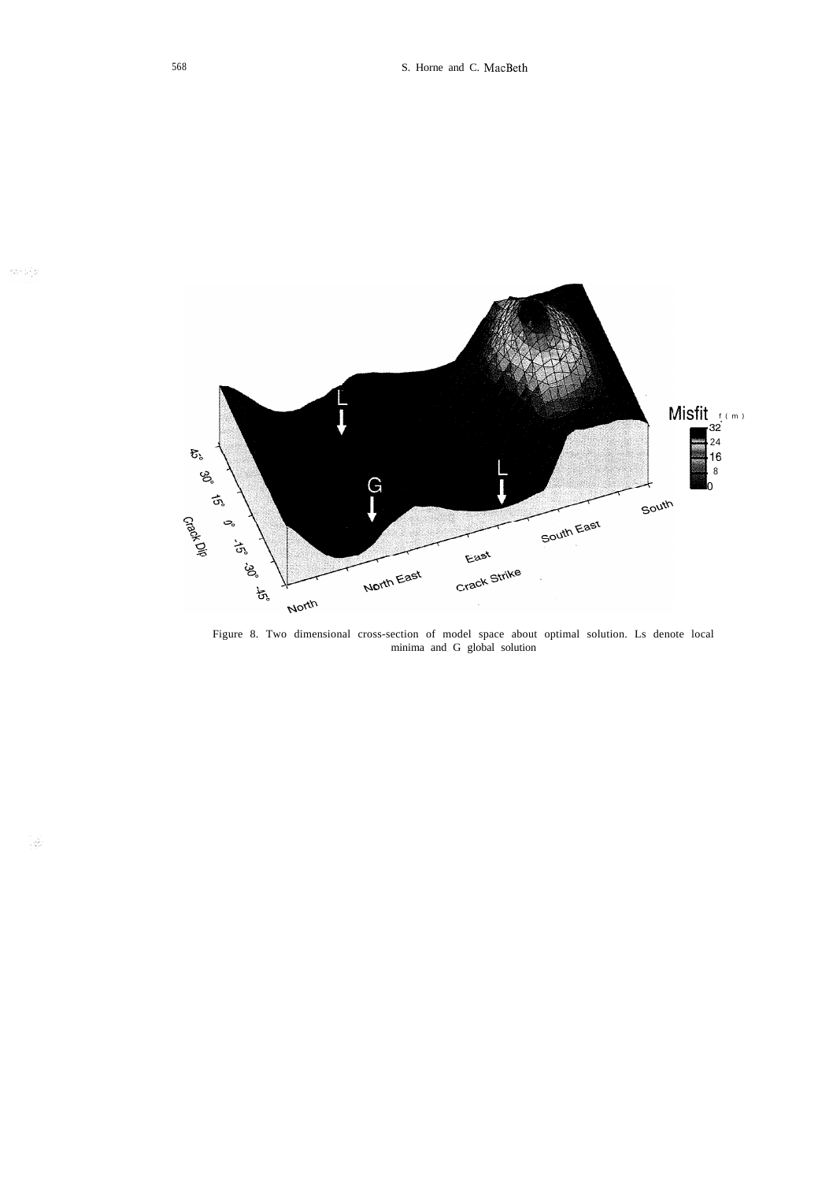Figure 8. Two dimensional cross-section of model space about optimal solution. Ls denote local minima and G global solution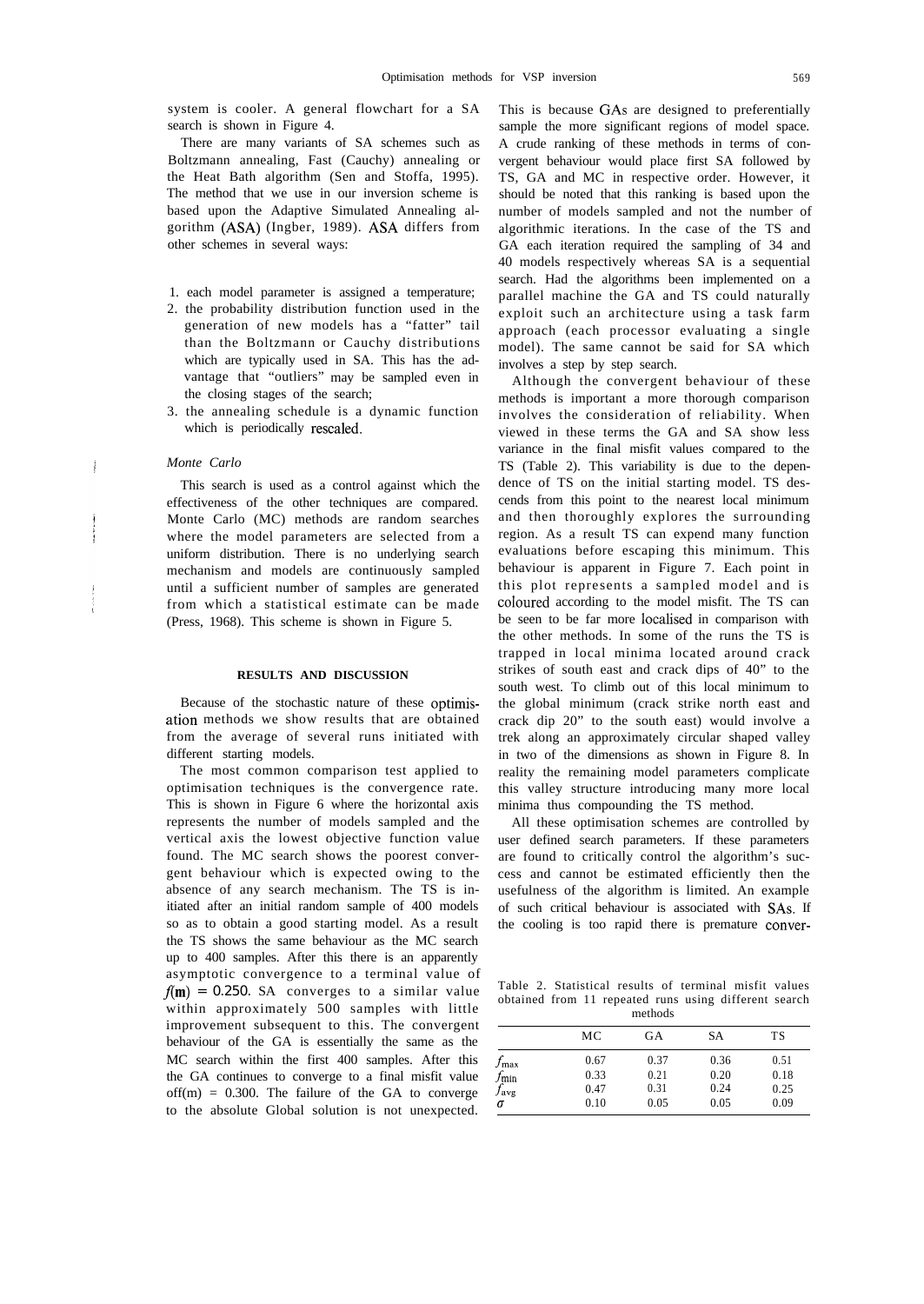system is cooler. A general flowchart for a SA search is shown in Figure 4.

There are many variants of SA schemes such as Boltzmann annealing, Fast (Cauchy) annealing or the Heat Bath algorithm (Sen and Stoffa, 1995). The method that we use in our inversion scheme is based upon the Adaptive Simulated Annealing algorithm (ASA) (Ingber, 1989). ASA differs from other schemes in several ways:

1. each model parameter is assigned a temperature;
2. the probability distribution function used in the generation of new models has a "fatter" tail than the Boltzmann or Cauchy distributions which are typically used in SA. This has the advantage that "outliers" may be sampled even in the closing stages of the search;
3. the annealing schedule is a dynamic function which is periodically rescaled.

### *Monte Carlo*

This search is used as a control against which the effectiveness of the other techniques are compared. Monte Carlo (MC) methods are random searches where the model parameters are selected from a uniform distribution. There is no underlying search mechanism and models are continuously sampled until a sufficient number of samples are generated from which a statistical estimate can be made (Press, 1968). This scheme is shown in Figure 5.

## RESULTS AND DISCUSSION

Because of the stochastic nature of these optimisation methods we show results that are obtained from the average of several runs initiated with different starting models.

The most common comparison test applied to optimisation techniques is the convergence rate. This is shown in Figure 6 where the horizontal axis represents the number of models sampled and the vertical axis the lowest objective function value found. The MC search shows the poorest convergent behaviour which is expected owing to the absence of any search mechanism. The TS is initiated after an initial random sample of 400 models so as to obtain a good starting model. As a result the TS shows the same behaviour as the MC search up to 400 samples. After this there is an apparently asymptotic convergence to a terminal value of $f(\mathbf{m}) = 0.250$. SA converges to a similar value within approximately 500 samples with little improvement subsequent to this. The convergent behaviour of the GA is essentially the same as the MC search within the first 400 samples. After this the GA continues to converge to a final misfit value of $f(\mathbf{m}) = 0.300$. The failure of the GA to converge to the absolute Global solution is not unexpected. This is because GAs are designed to preferentially sample the more significant regions of model space. A crude ranking of these methods in terms of convergent behaviour would place first SA followed by TS, GA and MC in respective order. However, it should be noted that this ranking is based upon the number of models sampled and not the number of algorithmic iterations. In the case of the TS and GA each iteration required the sampling of 34 and 40 models respectively whereas SA is a sequential search. Had the algorithms been implemented on a parallel machine the GA and TS could naturally exploit such an architecture using a task farm approach (each processor evaluating a single model). The same cannot be said for SA which involves a step by step search.

Although the convergent behaviour of these methods is important a more thorough comparison involves the consideration of reliability. When viewed in these terms the GA and SA show less variance in the final misfit values compared to the TS (Table 2). This variability is due to the dependence of TS on the initial starting model. TS descends from this point to the nearest local minimum and then thoroughly explores the surrounding region. As a result TS can expend many function evaluations before escaping this minimum. This behaviour is apparent in Figure 7. Each point in this plot represents a sampled model and is coloured according to the model misfit. The TS can be seen to be far more localised in comparison with the other methods. In some of the runs the TS is trapped in local minima located around crack strikes of south east and crack dips of 40° to the south west. To climb out of this local minimum to the global minimum (crack strike north east and crack dip 20° to the south east) would involve a trek along an approximately circular shaped valley in two of the dimensions as shown in Figure 8. In reality the remaining model parameters complicate this valley structure introducing many more local minima thus compounding the TS method.

All these optimisation schemes are controlled by user defined search parameters. If these parameters are found to critically control the algorithm's success and cannot be estimated efficiently then the usefulness of the algorithm is limited. An example of such critical behaviour is associated with SAs. If the cooling is too rapid there is premature conver-

Table 2. Statistical results of terminal misfit values obtained from 11 repeated runs using different search methods

| | MC | GA | SA | TS |
|---|---|---|---|---|
| $f_{max}$ | 0.67 | 0.37 | 0.36 | 0.51 |
| $f_{min}$ | 0.33 | 0.21 | 0.20 | 0.18 |
| $f_{avg}$ | 0.47 | 0.31 | 0.24 | 0.25 |
| $\sigma$ | 0.10 | 0.05 | 0.05 | 0.09 |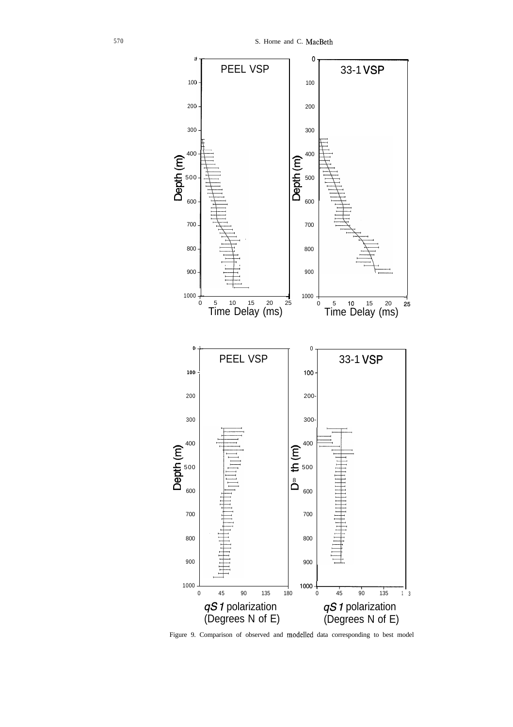Figure 9. Comparison of observed and modelled data corresponding to best model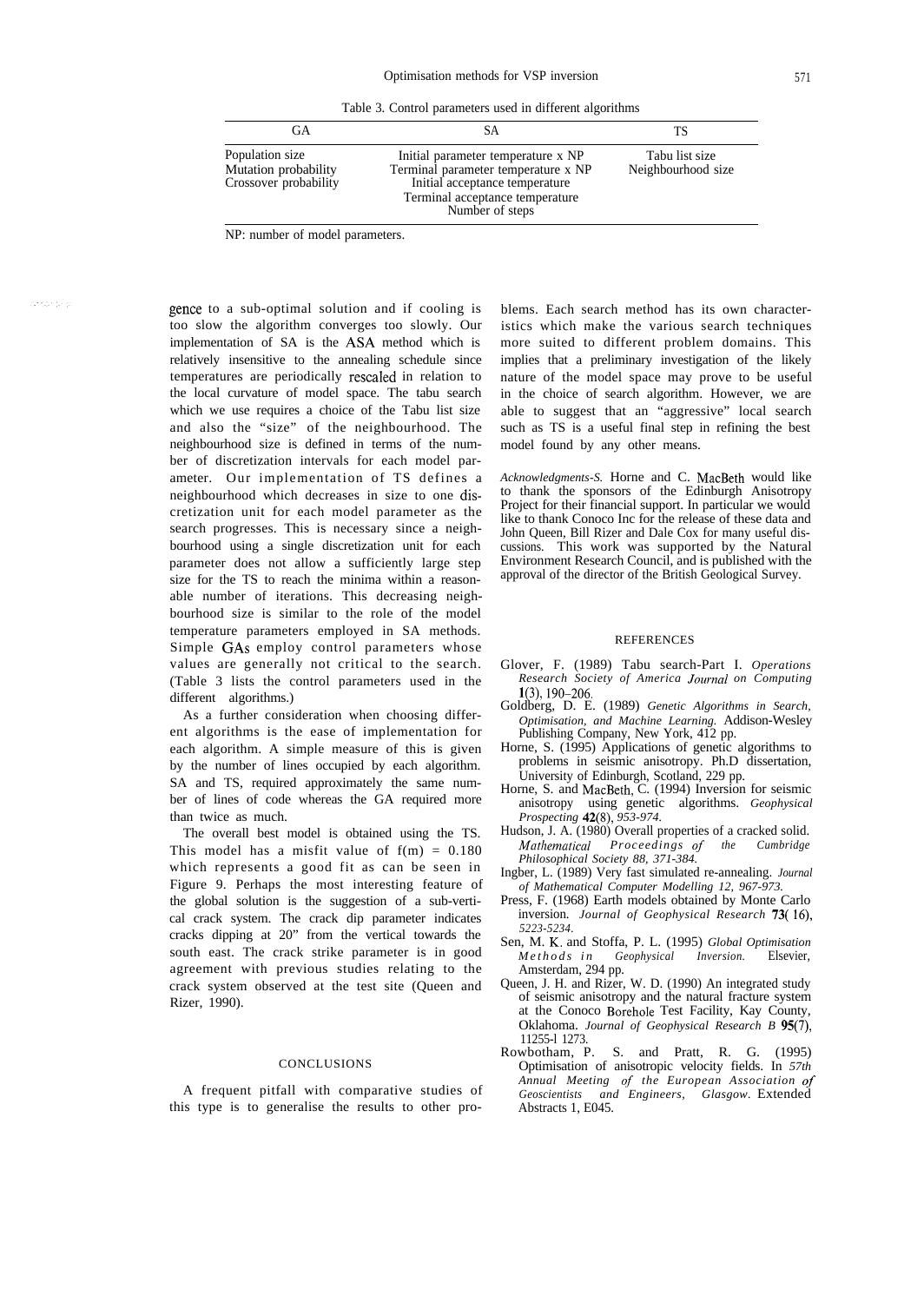Table 3. Control parameters used in different algorithms

| GA | SA | TS |
|---|---|---|
| Population size | Initial parameter temperature x NP | Tabu list size |
| Mutation probability | Terminal parameter temperature x NP | Neighbourhood size |
| Crossover probability | Initial acceptance temperature | |
| | Terminal acceptance temperature | |
| | Number of steps | |

NP: number of model parameters.

gence to a sub-optimal solution and if cooling is too slow the algorithm converges too slowly. Our implementation of SA is the ASA method which is relatively insensitive to the annealing schedule since temperatures are periodically rescaled in relation to the local curvature of model space. The tabu search which we use requires a choice of the Tabu list size and also the "size" of the neighbourhood. The neighbourhood size is defined in terms of the number of discretization intervals for each model parameter. Our implementation of TS defines a neighbourhood which decreases in size to one discretization unit for each model parameter as the search progresses. This is necessary since a neighbourhood using a single discretization unit for each parameter does not allow a sufficiently large step size for the TS to reach the minima within a reasonable number of iterations. This decreasing neighbourhood size is similar to the role of the model temperature parameters employed in SA methods. Simple GAs employ control parameters whose values are generally not critical to the search. (Table 3 lists the control parameters used in the different algorithms.)

As a further consideration when choosing different algorithms is the ease of implementation for each algorithm. A simple measure of this is given by the number of lines occupied by each algorithm. SA and TS, required approximately the same number of lines of code whereas the GA required more than twice as much.

The overall best model is obtained using the TS. This model has a misfit value of $f(m) = 0.180$ which represents a good fit as can be seen in Figure 9. Perhaps the most interesting feature of the global solution is the suggestion of a sub-vertical crack system. The crack dip parameter indicates cracks dipping at 20" from the vertical towards the south east. The crack strike parameter is in good agreement with previous studies relating to the crack system observed at the test site (Queen and Rizer, 1990).

## CONCLUSIONS

A frequent pitfall with comparative studies of this type is to generalise the results to other problems. Each search method has its own characteristics which make the various search techniques more suited to different problem domains. This implies that a preliminary investigation of the likely nature of the model space may prove to be useful in the choice of search algorithm. However, we are able to suggest that an "aggressive" local search such as TS is a useful final step in refining the best model found by any other means.

*Acknowledgments-S.* Horne and C. MacBeth would like to thank the sponsors of the Edinburgh Anisotropy Project for their financial support. In particular we would like to thank Conoco Inc for the release of these data and John Queen, Bill Rizer and Dale Cox for many useful discussions. This work was supported by the Natural Environment Research Council, and is published with the approval of the director of the British Geological Survey.

## REFERENCES

Glover, F. (1989) Tabu search-Part I. *Operations Research Society of America Journal on Computing* **1**(3), 190–206.

Goldberg, D. E. (1989) *Genetic Algorithms in Search, Optimisation, and Machine Learning.* Addison-Wesley Publishing Company, New York, 412 pp.

Horne, S. (1995) Applications of genetic algorithms to problems in seismic anisotropy. Ph.D dissertation, University of Edinburgh, Scotland, 229 pp.

Horne, S. and MacBeth, C. (1994) Inversion for seismic anisotropy using genetic algorithms. *Geophysical Prospecting* **42**(8), *953-974.*

Hudson, J. A. (1980) Overall properties of a cracked solid. *Mathematical Proceedings of the Cumbridge Philosophical Society 88, 371-384.*

Ingber, L. (1989) Very fast simulated re-annealing. *Journal of Mathematical Computer Modelling 12, 967-973.*

Press, F. (1968) Earth models obtained by Monte Carlo inversion. *Journal of Geophysical Research* **73**(16), *5223-5234.*

Sen, M. K. and Stoffa, P. L. (1995) *Global Optimisation Methods in Geophysical Inversion.* Elsevier, Amsterdam, 294 pp.

Queen, J. H. and Rizer, W. D. (1990) An integrated study of seismic anisotropy and the natural fracture system at the Conoco Borehole Test Facility, Kay County, Oklahoma. *Journal of Geophysical Research B* **95**(7), 11255-l 1273.

Rowbotham, P. S. and Pratt, R. G. (1995) Optimisation of anisotropic velocity fields. In *57th Annual Meeting of the European Association of Geoscientists and Engineers, Glasgow*. Extended Abstracts 1, E045.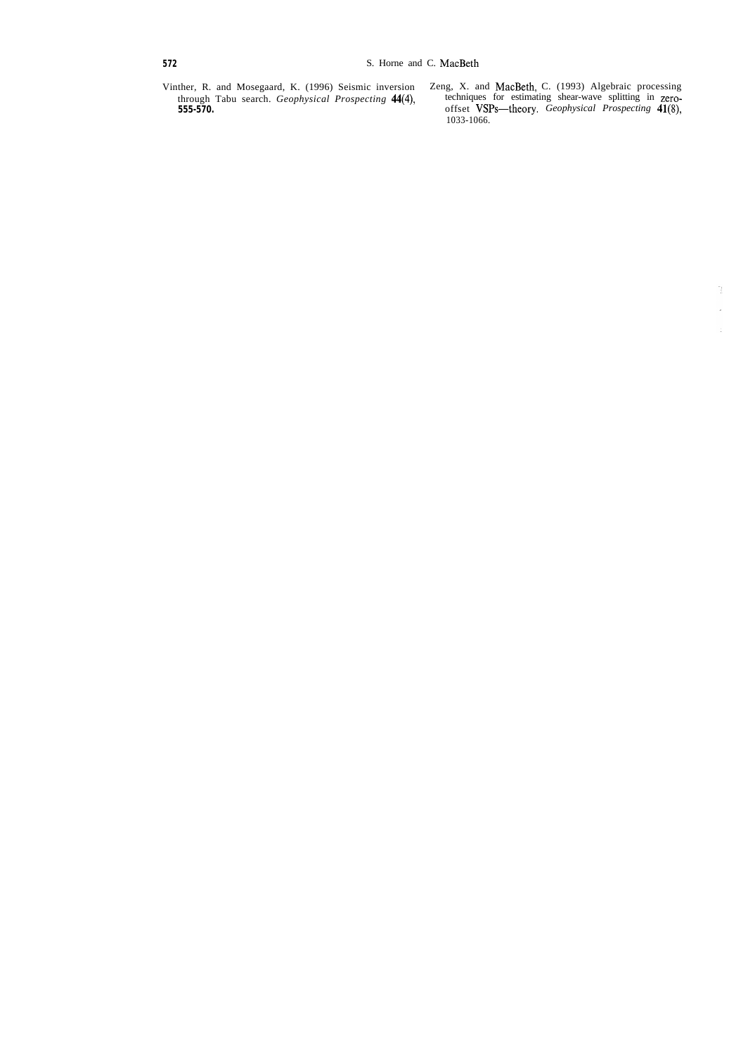Vinther, R. and Mosegaard, K. (1996) Seismic inversion through Tabu search. *Geophysical Prospecting* **44**(4), 555-570.

Zeng, X. and MacBeth, C. (1993) Algebraic processing techniques for estimating shear-wave splitting in zero-offset VSPs—theory. *Geophysical Prospecting* **41**(8), 1033-1066.